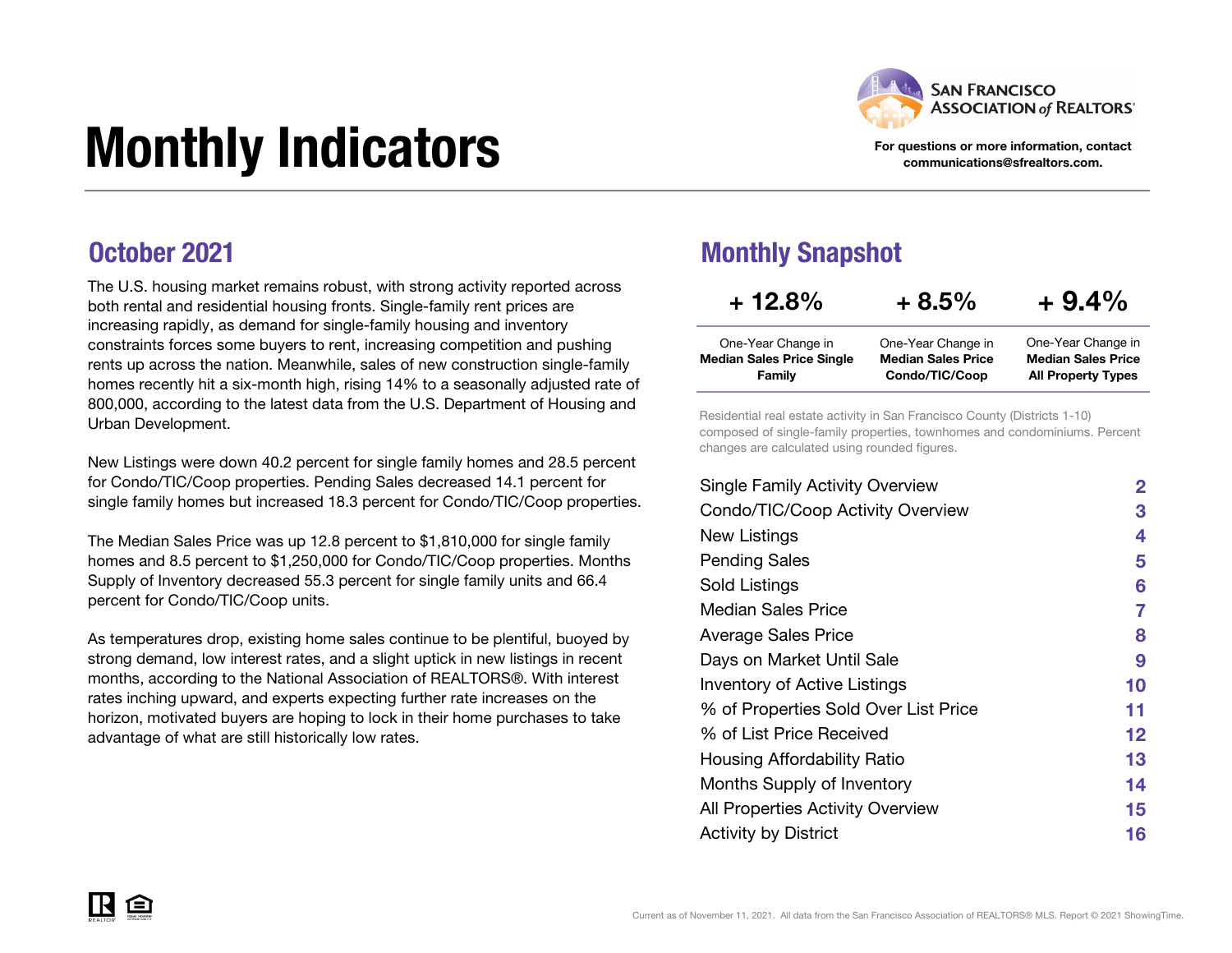# Monthly Indicators

SAN FRANCISCO ASSOCIATION of REALTORS®

**For questions or more information, contact communications@sfrealtors.com.**

## October 2021

The U.S. housing market remains robust, with strong activity reported across both rental and residential housing fronts. Single-family rent prices are increasing rapidly, as demand for single-family housing and inventory constraints forces some buyers to rent, increasing competition and pushing rents up across the nation. Meanwhile, sales of new construction single-family homes recently hit a six-month high, rising 14% to a seasonally adjusted rate of 800,000, according to the latest data from the U.S. Department of Housing and Urban Development.

New Listings were down 40.2 percent for single family homes and 28.5 percent for Condo/TIC/Coop properties. Pending Sales decreased 14.1 percent for single family homes but increased 18.3 percent for Condo/TIC/Coop properties.

The Median Sales Price was up 12.8 percent to $1,810,000 for single family homes and 8.5 percent to $1,250,000 for Condo/TIC/Coop properties. Months Supply of Inventory decreased 55.3 percent for single family units and 66.4 percent for Condo/TIC/Coop units.

As temperatures drop, existing home sales continue to be plentiful, buoyed by strong demand, low interest rates, and a slight uptick in new listings in recent months, according to the National Association of REALTORS®. With interest rates inching upward, and experts expecting further rate increases on the horizon, motivated buyers are hoping to lock in their home purchases to take advantage of what are still historically low rates.

## Monthly Snapshot

| + 12.8% | + 8.5% | + 9.4% |
|---|---|---|
| One-Year Change in **Median Sales Price Single Family** | One-Year Change in **Median Sales Price Condo/TIC/Coop** | One-Year Change in **Median Sales Price All Property Types** |

Residential real estate activity in San Francisco County (Districts 1-10) composed of single-family properties, townhomes and condominiums. Percent changes are calculated using rounded figures.

| | |
|---|---|
| Single Family Activity Overview | 2 |
| Condo/TIC/Coop Activity Overview | 3 |
| New Listings | 4 |
| Pending Sales | 5 |
| Sold Listings | 6 |
| Median Sales Price | 7 |
| Average Sales Price | 8 |
| Days on Market Until Sale | 9 |
| Inventory of Active Listings | 10 |
| % of Properties Sold Over List Price | 11 |
| % of List Price Received | 12 |
| Housing Affordability Ratio | 13 |
| Months Supply of Inventory | 14 |
| All Properties Activity Overview | 15 |
| Activity by District | 16 |

Current as of November 11, 2021. All data from the San Francisco Association of REALTORS® MLS. Report © 2021 ShowingTime.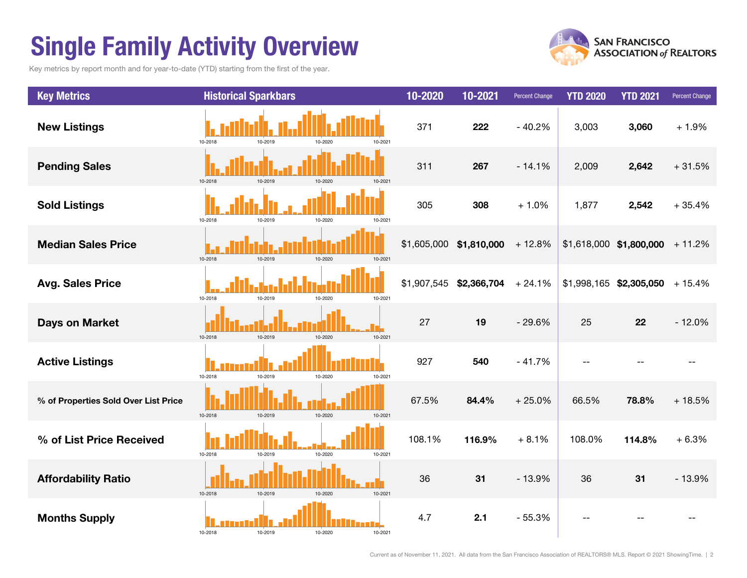# Single Family Activity Overview

Key metrics by report month and for year-to-date (YTD) starting from the first of the year.

| Key Metrics | Historical Sparkbars | 10-2020 | 10-2021 | Percent Change | YTD 2020 | YTD 2021 | Percent Change |
|---|---|---|---|---|---|---|---|
| **New Listings** | 10-2018 10-2019 10-2020 10-2021 | 371 | **222** | - 40.2% | 3,003 | **3,060** | + 1.9% |
| **Pending Sales** | 10-2018 10-2019 10-2020 10-2021 | 311 | **267** | - 14.1% | 2,009 | **2,642** | + 31.5% |
| **Sold Listings** | 10-2018 10-2019 10-2020 10-2021 | 305 | **308** | + 1.0% | 1,877 | **2,542** | + 35.4% |
| **Median Sales Price** | 10-2018 10-2019 10-2020 10-2021 | $1,605,000 | **$1,810,000** | + 12.8% | $1,618,000 | **$1,800,000** | + 11.2% |
| **Avg. Sales Price** | 10-2018 10-2019 10-2020 10-2021 | $1,907,545 | **$2,366,704** | + 24.1% | $1,998,165 | **$2,305,050** | + 15.4% |
| **Days on Market** | 10-2018 10-2019 10-2020 10-2021 | 27 | **19** | - 29.6% | 25 | **22** | - 12.0% |
| **Active Listings** | 10-2018 10-2019 10-2020 10-2021 | 927 | **540** | - 41.7% | -- | -- | -- |
| **% of Properties Sold Over List Price** | 10-2018 10-2019 10-2020 10-2021 | 67.5% | **84.4%** | + 25.0% | 66.5% | **78.8%** | + 18.5% |
| **% of List Price Received** | 10-2018 10-2019 10-2020 10-2021 | 108.1% | **116.9%** | + 8.1% | 108.0% | **114.8%** | + 6.3% |
| **Affordability Ratio** | 10-2018 10-2019 10-2020 10-2021 | 36 | **31** | - 13.9% | 36 | **31** | - 13.9% |
| **Months Supply** | 10-2018 10-2019 10-2020 10-2021 | 4.7 | **2.1** | - 55.3% | -- | -- | -- |

Current as of November 11, 2021. All data from the San Francisco Association of REALTORS® MLS. Report © 2021 ShowingTime.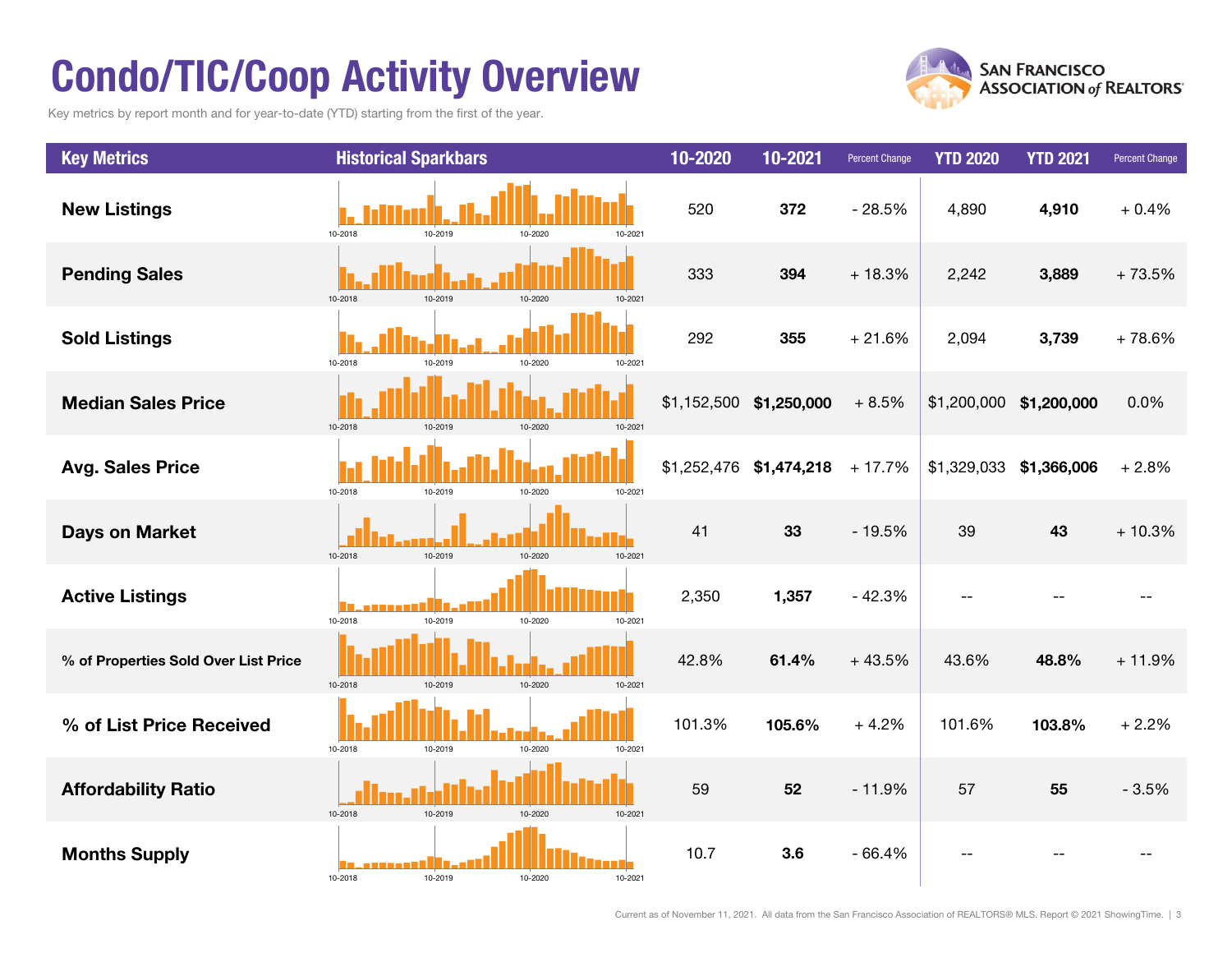# Condo/TIC/Coop Activity Overview

Key metrics by report month and for year-to-date (YTD) starting from the first of the year.

| Key Metrics | Historical Sparkbars | 10-2020 | 10-2021 | Percent Change | YTD 2020 | YTD 2021 | Percent Change |
|---|---|---|---|---|---|---|---|
| New Listings | 10-2018 10-2019 10-2020 10-2021 | 520 | **372** | - 28.5% | 4,890 | **4,910** | + 0.4% |
| Pending Sales | 10-2018 10-2019 10-2020 10-2021 | 333 | **394** | + 18.3% | 2,242 | **3,889** | + 73.5% |
| Sold Listings | 10-2018 10-2019 10-2020 10-2021 | 292 | **355** | + 21.6% | 2,094 | **3,739** | + 78.6% |
| Median Sales Price | 10-2018 10-2019 10-2020 10-2021 | $1,152,500 | **$1,250,000** | + 8.5% | $1,200,000 | **$1,200,000** | 0.0% |
| Avg. Sales Price | 10-2018 10-2019 10-2020 10-2021 | $1,252,476 | **$1,474,218** | + 17.7% | $1,329,033 | **$1,366,006** | + 2.8% |
| Days on Market | 10-2018 10-2019 10-2020 10-2021 | 41 | **33** | - 19.5% | 39 | **43** | + 10.3% |
| Active Listings | 10-2018 10-2019 10-2020 10-2021 | 2,350 | **1,357** | - 42.3% | -- | -- | -- |
| % of Properties Sold Over List Price | 10-2018 10-2019 10-2020 10-2021 | 42.8% | **61.4%** | + 43.5% | 43.6% | **48.8%** | + 11.9% |
| % of List Price Received | 10-2018 10-2019 10-2020 10-2021 | 101.3% | **105.6%** | + 4.2% | 101.6% | **103.8%** | + 2.2% |
| Affordability Ratio | 10-2018 10-2019 10-2020 10-2021 | 59 | **52** | - 11.9% | 57 | **55** | - 3.5% |
| Months Supply | 10-2018 10-2019 10-2020 10-2021 | 10.7 | **3.6** | - 66.4% | -- | -- | -- |

Current as of November 11, 2021. All data from the San Francisco Association of REALTORS® MLS. Report © 2021 ShowingTime.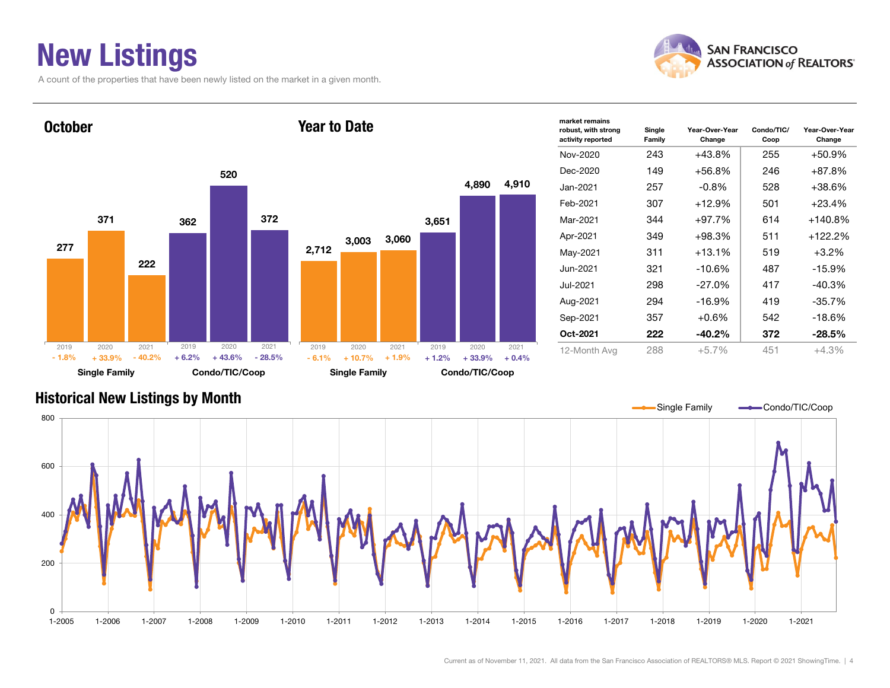# New Listings

A count of the properties that have been newly listed on the market in a given month.

## October

| | 2019 | 2020 | 2021 |
|---|---|---|---|
| Single Family | 277 | 371 | 222 |
| Change | - 1.8% | + 33.9% | - 40.2% |
| Condo/TIC/Coop | 362 | 520 | 372 |
| Change | + 6.2% | + 43.6% | - 28.5% |

## Year to Date

| | 2019 | 2020 | 2021 |
|---|---|---|---|
| Single Family | 2,712 | 3,003 | 3,060 |
| Change | - 6.1% | + 10.7% | + 1.9% |
| Condo/TIC/Coop | 3,651 | 4,890 | 4,910 |
| Change | + 1.2% | + 33.9% | + 0.4% |

| market remains robust, with strong activity reported | Single Family | Year-Over-Year Change | Condo/TIC/ Coop | Year-Over-Year Change |
|---|---|---|---|---|
| Nov-2020 | 243 | +43.8% | 255 | +50.9% |
| Dec-2020 | 149 | +56.8% | 246 | +87.8% |
| Jan-2021 | 257 | -0.8% | 528 | +38.6% |
| Feb-2021 | 307 | +12.9% | 501 | +23.4% |
| Mar-2021 | 344 | +97.7% | 614 | +140.8% |
| Apr-2021 | 349 | +98.3% | 511 | +122.2% |
| May-2021 | 311 | +13.1% | 519 | +3.2% |
| Jun-2021 | 321 | -10.6% | 487 | -15.9% |
| Jul-2021 | 298 | -27.0% | 417 | -40.3% |
| Aug-2021 | 294 | -16.9% | 419 | -35.7% |
| Sep-2021 | 357 | +0.6% | 542 | -18.6% |
| **Oct-2021** | **222** | **-40.2%** | **372** | **-28.5%** |
| 12-Month Avg | 288 | +5.7% | 451 | +4.3% |

## Historical New Listings by Month

Current as of November 11, 2021. All data from the San Francisco Association of REALTORS® MLS. Report © 2021 ShowingTime.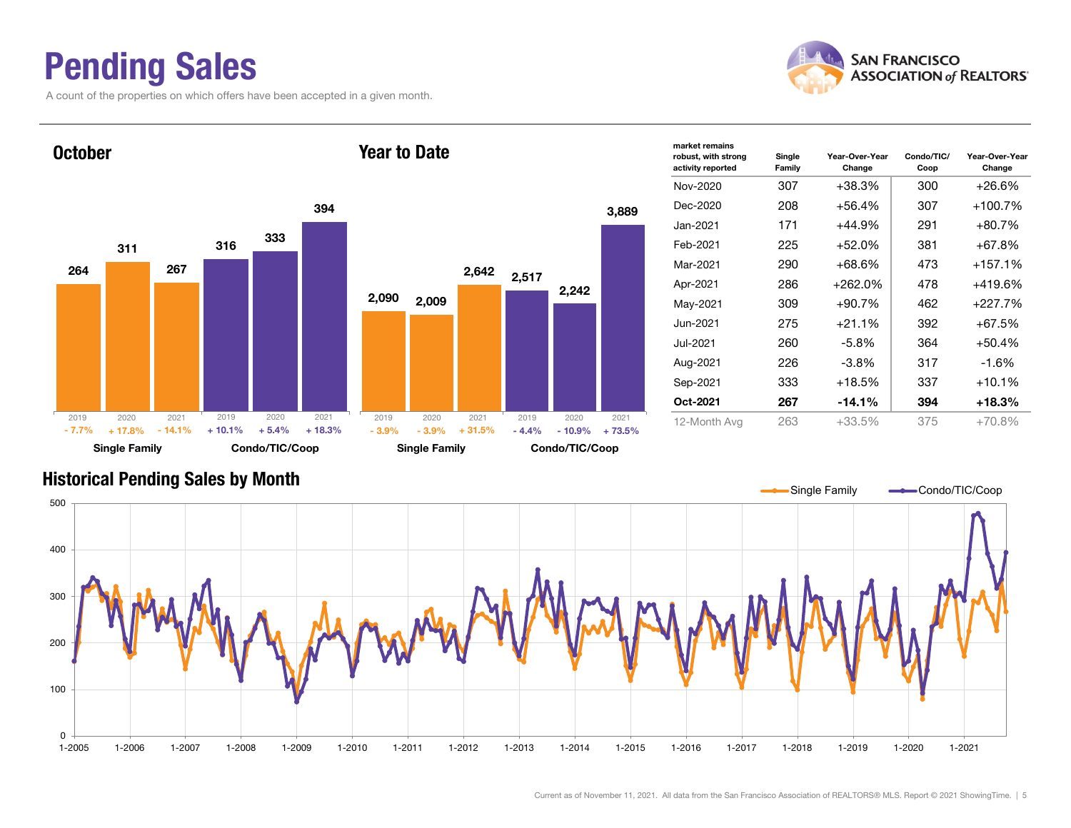# Pending Sales

A count of the properties on which offers have been accepted in a given month.

## October

| | 2019 | 2020 | 2021 |
|---|---|---|---|
| Single Family | 264 | 311 | 267 |
| Change | - 7.7% | + 17.8% | - 14.1% |
| Condo/TIC/Coop | 316 | 333 | 394 |
| Change | + 10.1% | + 5.4% | + 18.3% |

## Year to Date

| | 2019 | 2020 | 2021 |
|---|---|---|---|
| Single Family | 2,090 | 2,009 | 2,642 |
| Change | - 3.9% | - 3.9% | + 31.5% |
| Condo/TIC/Coop | 2,517 | 2,242 | 3,889 |
| Change | - 4.4% | - 10.9% | + 73.5% |

| market remains robust, with strong activity reported | Single Family | Year-Over-Year Change | Condo/TIC/Coop | Year-Over-Year Change |
|---|---|---|---|---|
| Nov-2020 | 307 | +38.3% | 300 | +26.6% |
| Dec-2020 | 208 | +56.4% | 307 | +100.7% |
| Jan-2021 | 171 | +44.9% | 291 | +80.7% |
| Feb-2021 | 225 | +52.0% | 381 | +67.8% |
| Mar-2021 | 290 | +68.6% | 473 | +157.1% |
| Apr-2021 | 286 | +262.0% | 478 | +419.6% |
| May-2021 | 309 | +90.7% | 462 | +227.7% |
| Jun-2021 | 275 | +21.1% | 392 | +67.5% |
| Jul-2021 | 260 | -5.8% | 364 | +50.4% |
| Aug-2021 | 226 | -3.8% | 317 | -1.6% |
| Sep-2021 | 333 | +18.5% | 337 | +10.1% |
| **Oct-2021** | **267** | **-14.1%** | **394** | **+18.3%** |
| 12-Month Avg | 263 | +33.5% | 375 | +70.8% |

## Historical Pending Sales by Month

Single Family / Condo/TIC/Coop

Current as of November 11, 2021. All data from the San Francisco Association of REALTORS® MLS. Report © 2021 ShowingTime.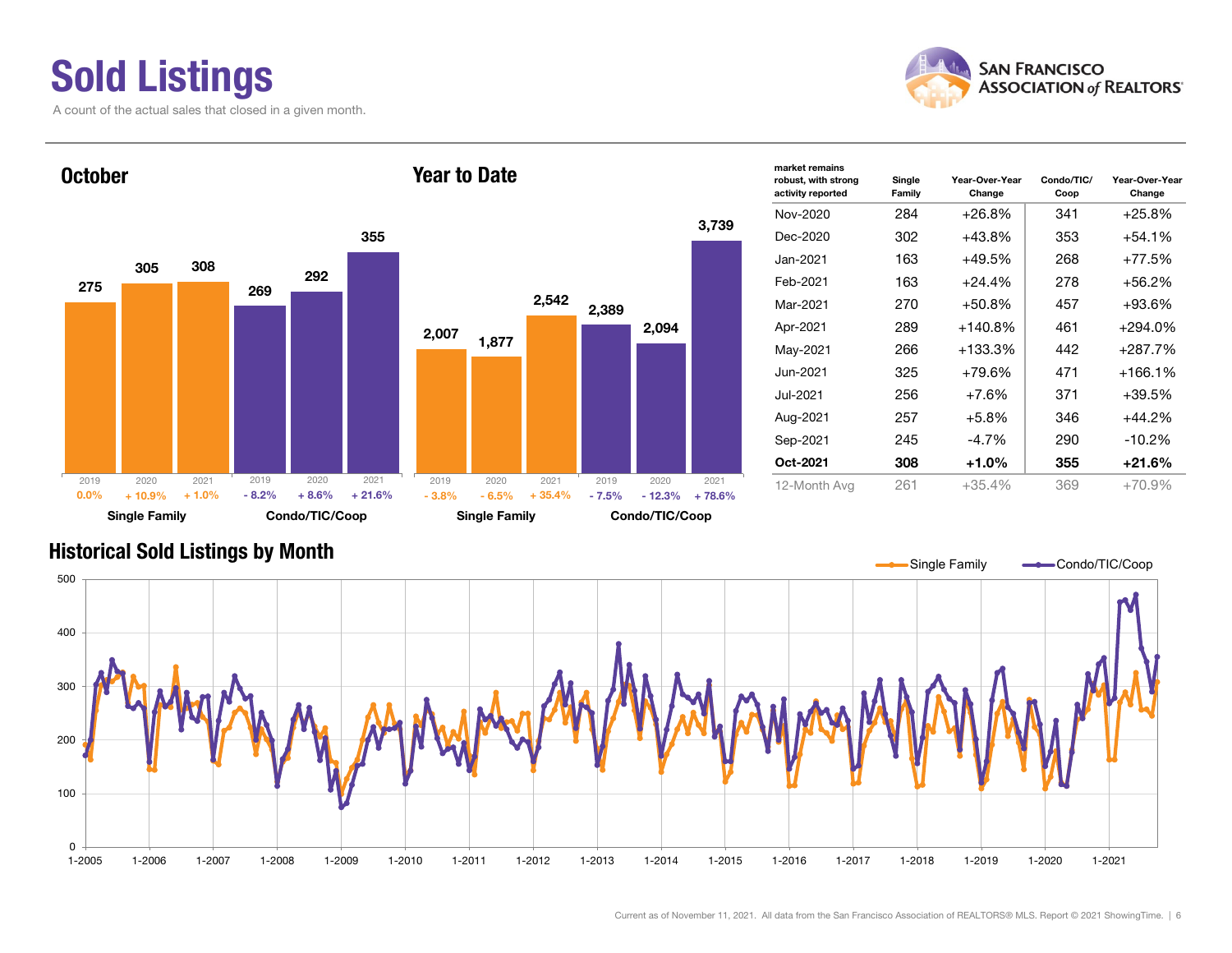# Sold Listings

A count of the actual sales that closed in a given month.

## October

| | 2019 | 2020 | 2021 |
|---|---|---|---|
| Single Family | 275 (0.0%) | 305 (+ 10.9%) | 308 (+ 1.0%) |
| Condo/TIC/Coop | 269 (- 8.2%) | 292 (+ 8.6%) | 355 (+ 21.6%) |

## Year to Date

| | 2019 | 2020 | 2021 |
|---|---|---|---|
| Single Family | 2,007 (- 3.8%) | 1,877 (- 6.5%) | 2,542 (+ 35.4%) |
| Condo/TIC/Coop | 2,389 (- 7.5%) | 2,094 (- 12.3%) | 3,739 (+ 78.6%) |

| market remains robust, with strong activity reported | Single Family | Year-Over-Year Change | Condo/TIC/Coop | Year-Over-Year Change |
|---|---|---|---|---|
| Nov-2020 | 284 | +26.8% | 341 | +25.8% |
| Dec-2020 | 302 | +43.8% | 353 | +54.1% |
| Jan-2021 | 163 | +49.5% | 268 | +77.5% |
| Feb-2021 | 163 | +24.4% | 278 | +56.2% |
| Mar-2021 | 270 | +50.8% | 457 | +93.6% |
| Apr-2021 | 289 | +140.8% | 461 | +294.0% |
| May-2021 | 266 | +133.3% | 442 | +287.7% |
| Jun-2021 | 325 | +79.6% | 471 | +166.1% |
| Jul-2021 | 256 | +7.6% | 371 | +39.5% |
| Aug-2021 | 257 | +5.8% | 346 | +44.2% |
| Sep-2021 | 245 | -4.7% | 290 | -10.2% |
| **Oct-2021** | **308** | **+1.0%** | **355** | **+21.6%** |
| 12-Month Avg | 261 | +35.4% | 369 | +70.9% |

## Historical Sold Listings by Month

Current as of November 11, 2021. All data from the San Francisco Association of REALTORS® MLS. Report © 2021 ShowingTime.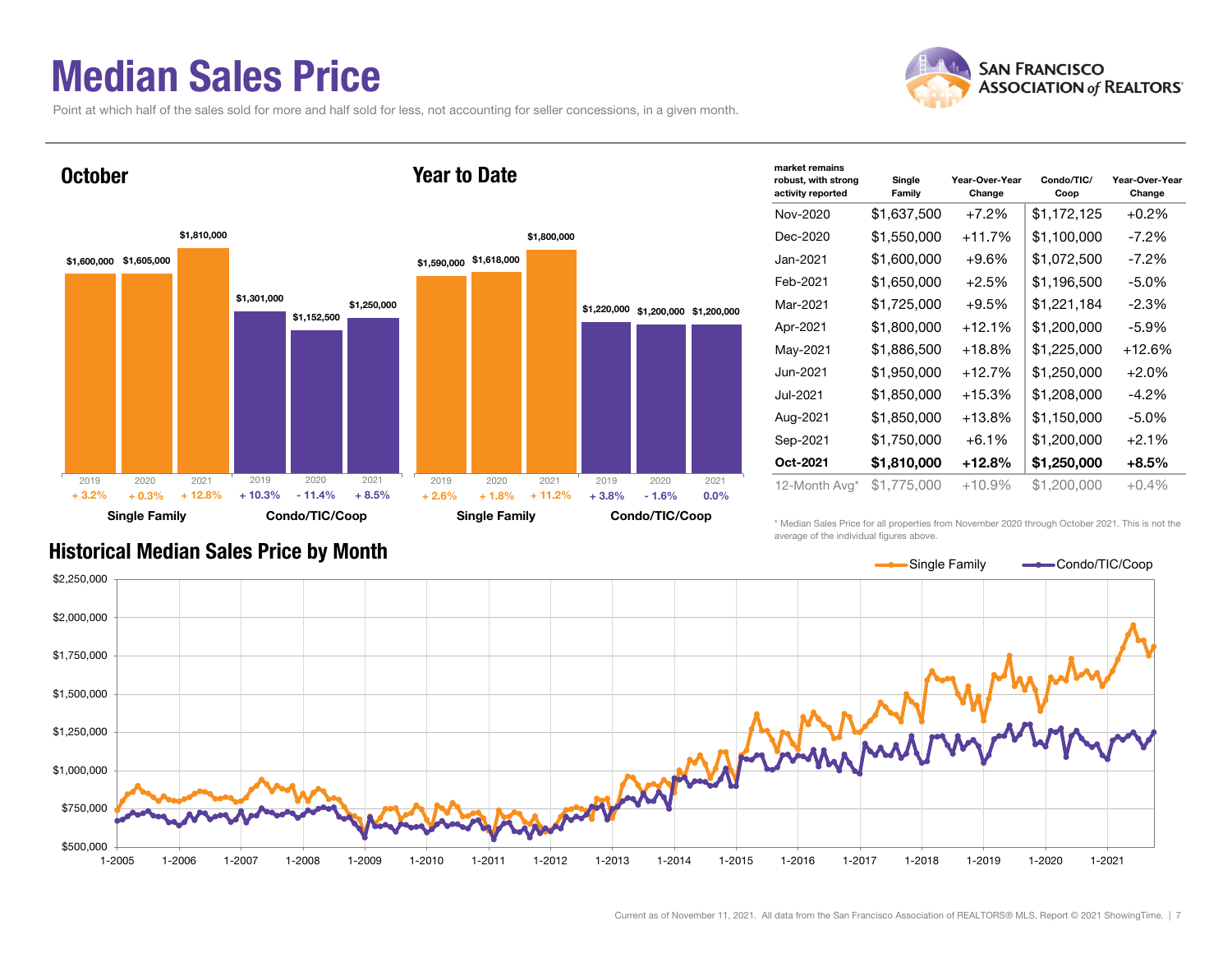# Median Sales Price

Point at which half of the sales sold for more and half sold for less, not accounting for seller concessions, in a given month.

## October

| | 2019 | 2020 | 2021 |
|---|---|---|---|
| Single Family | $1,600,000 (+ 3.2%) | $1,605,000 (+ 0.3%) | $1,810,000 (+ 12.8%) |
| Condo/TIC/Coop | $1,301,000 (+ 10.3%) | $1,152,500 (- 11.4%) | $1,250,000 (+ 8.5%) |

## Year to Date

| | 2019 | 2020 | 2021 |
|---|---|---|---|
| Single Family | $1,590,000 (+ 2.6%) | $1,618,000 (+ 1.8%) | $1,800,000 (+ 11.2%) |
| Condo/TIC/Coop | $1,220,000 (+ 3.8%) | $1,200,000 (- 1.6%) | $1,200,000 (0.0%) |

| market remains robust, with strong activity reported | Single Family | Year-Over-Year Change | Condo/TIC/Coop | Year-Over-Year Change |
|---|---|---|---|---|
| Nov-2020 | $1,637,500 | +7.2% | $1,172,125 | +0.2% |
| Dec-2020 | $1,550,000 | +11.7% | $1,100,000 | -7.2% |
| Jan-2021 | $1,600,000 | +9.6% | $1,072,500 | -7.2% |
| Feb-2021 | $1,650,000 | +2.5% | $1,196,500 | -5.0% |
| Mar-2021 | $1,725,000 | +9.5% | $1,221,184 | -2.3% |
| Apr-2021 | $1,800,000 | +12.1% | $1,200,000 | -5.9% |
| May-2021 | $1,886,500 | +18.8% | $1,225,000 | +12.6% |
| Jun-2021 | $1,950,000 | +12.7% | $1,250,000 | +2.0% |
| Jul-2021 | $1,850,000 | +15.3% | $1,208,000 | -4.2% |
| Aug-2021 | $1,850,000 | +13.8% | $1,150,000 | -5.0% |
| Sep-2021 | $1,750,000 | +6.1% | $1,200,000 | +2.1% |
| **Oct-2021** | **$1,810,000** | **+12.8%** | **$1,250,000** | **+8.5%** |
| 12-Month Avg* | $1,775,000 | +10.9% | $1,200,000 | +0.4% |

\* Median Sales Price for all properties from November 2020 through October 2021. This is not the average of the individual figures above.

## Historical Median Sales Price by Month

Current as of November 11, 2021. All data from the San Francisco Association of REALTORS® MLS. Report © 2021 ShowingTime.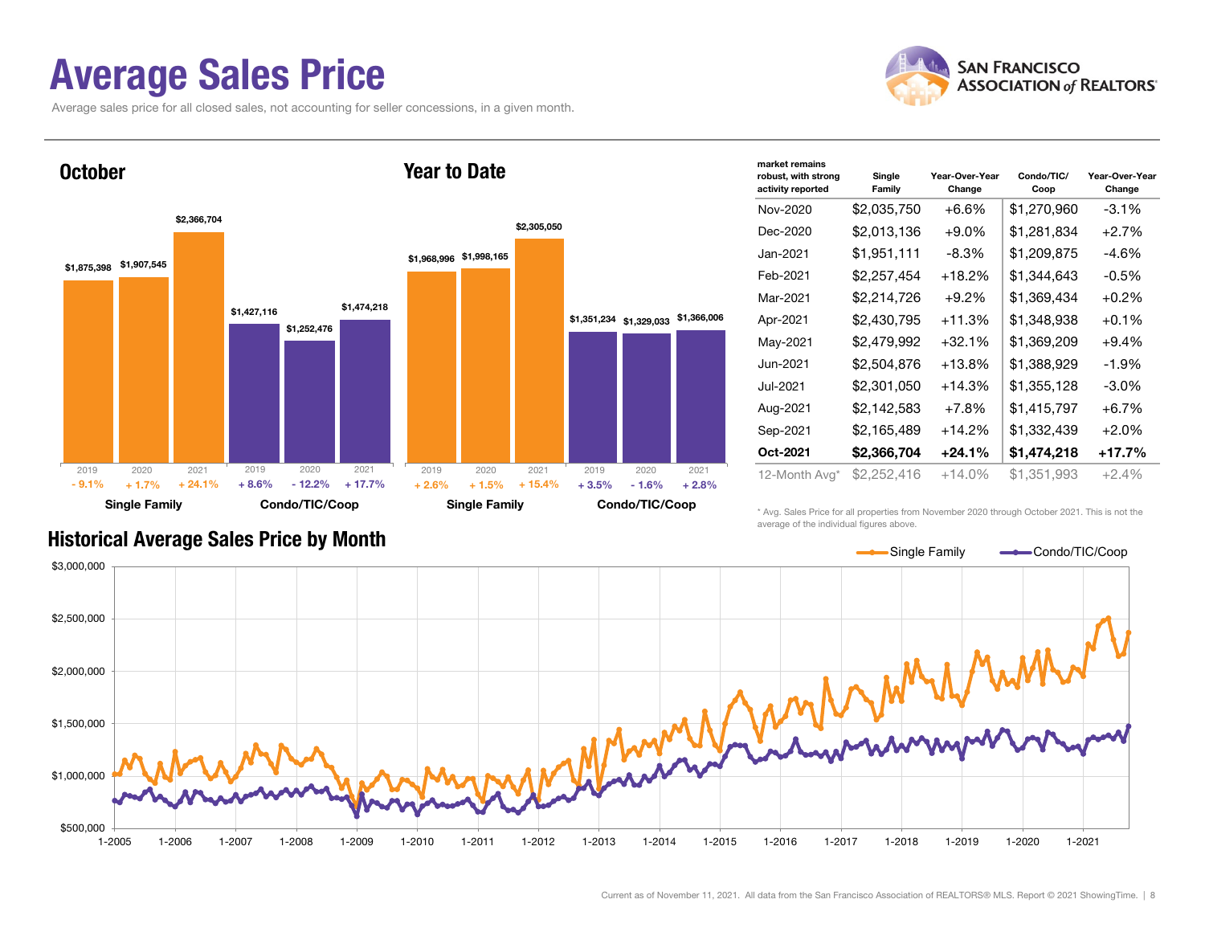# Average Sales Price

Average sales price for all closed sales, not accounting for seller concessions, in a given month.

## October

| | 2019 | 2020 | 2021 |
|---|---|---|---|
| Single Family | $1,875,398 | $1,907,545 | $2,366,704 |
| Change | - 9.1% | + 1.7% | + 24.1% |
| Condo/TIC/Coop | $1,427,116 | $1,252,476 | $1,474,218 |
| Change | + 8.6% | - 12.2% | + 17.7% |

## Year to Date

| | 2019 | 2020 | 2021 |
|---|---|---|---|
| Single Family | $1,968,996 | $1,998,165 | $2,305,050 |
| Change | + 2.6% | + 1.5% | + 15.4% |
| Condo/TIC/Coop | $1,351,234 | $1,329,033 | $1,366,006 |
| Change | + 3.5% | - 1.6% | + 2.8% |

| market remains robust, with strong activity reported | Single Family | Year-Over-Year Change | Condo/TIC/ Coop | Year-Over-Year Change |
|---|---|---|---|---|
| Nov-2020 | $2,035,750 | +6.6% | $1,270,960 | -3.1% |
| Dec-2020 | $2,013,136 | +9.0% | $1,281,834 | +2.7% |
| Jan-2021 | $1,951,111 | -8.3% | $1,209,875 | -4.6% |
| Feb-2021 | $2,257,454 | +18.2% | $1,344,643 | -0.5% |
| Mar-2021 | $2,214,726 | +9.2% | $1,369,434 | +0.2% |
| Apr-2021 | $2,430,795 | +11.3% | $1,348,938 | +0.1% |
| May-2021 | $2,479,992 | +32.1% | $1,369,209 | +9.4% |
| Jun-2021 | $2,504,876 | +13.8% | $1,388,929 | -1.9% |
| Jul-2021 | $2,301,050 | +14.3% | $1,355,128 | -3.0% |
| Aug-2021 | $2,142,583 | +7.8% | $1,415,797 | +6.7% |
| Sep-2021 | $2,165,489 | +14.2% | $1,332,439 | +2.0% |
| **Oct-2021** | **$2,366,704** | **+24.1%** | **$1,474,218** | **+17.7%** |
| 12-Month Avg* | $2,252,416 | +14.0% | $1,351,993 | +2.4% |

\* Avg. Sales Price for all properties from November 2020 through October 2021. This is not the average of the individual figures above.

## Historical Average Sales Price by Month

Single Family — Condo/TIC/Coop

Current as of November 11, 2021. All data from the San Francisco Association of REALTORS® MLS. Report © 2021 ShowingTime.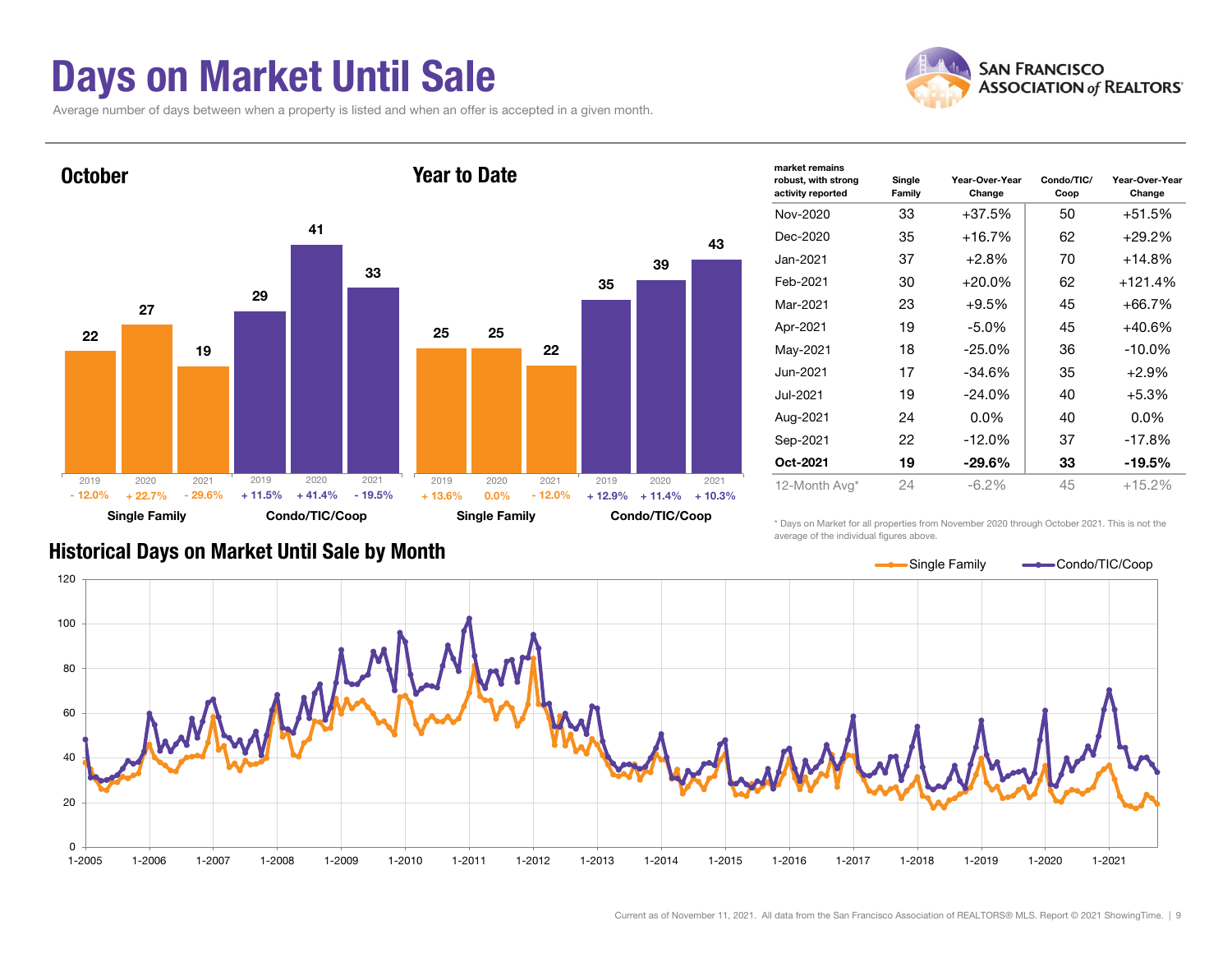# Days on Market Until Sale

Average number of days between when a property is listed and when an offer is accepted in a given month.

## October

| | 2019 | 2020 | 2021 |
|---|---|---|---|
| Single Family | 22 | 27 | 19 |
| Change | - 12.0% | + 22.7% | - 29.6% |
| Condo/TIC/Coop | 29 | 41 | 33 |
| Change | + 11.5% | + 41.4% | - 19.5% |

## Year to Date

| | 2019 | 2020 | 2021 |
|---|---|---|---|
| Single Family | 25 | 25 | 22 |
| Change | + 13.6% | 0.0% | - 12.0% |
| Condo/TIC/Coop | 35 | 39 | 43 |
| Change | + 12.9% | + 11.4% | + 10.3% |

| market remains robust, with strong activity reported | Single Family | Year-Over-Year Change | Condo/TIC/Coop | Year-Over-Year Change |
|---|---|---|---|---|
| Nov-2020 | 33 | +37.5% | 50 | +51.5% |
| Dec-2020 | 35 | +16.7% | 62 | +29.2% |
| Jan-2021 | 37 | +2.8% | 70 | +14.8% |
| Feb-2021 | 30 | +20.0% | 62 | +121.4% |
| Mar-2021 | 23 | +9.5% | 45 | +66.7% |
| Apr-2021 | 19 | -5.0% | 45 | +40.6% |
| May-2021 | 18 | -25.0% | 36 | -10.0% |
| Jun-2021 | 17 | -34.6% | 35 | +2.9% |
| Jul-2021 | 19 | -24.0% | 40 | +5.3% |
| Aug-2021 | 24 | 0.0% | 40 | 0.0% |
| Sep-2021 | 22 | -12.0% | 37 | -17.8% |
| **Oct-2021** | **19** | **-29.6%** | **33** | **-19.5%** |
| 12-Month Avg* | 24 | -6.2% | 45 | +15.2% |

* Days on Market for all properties from November 2020 through October 2021. This is not the average of the individual figures above.

## Historical Days on Market Until Sale by Month

(Line chart: Single Family and Condo/TIC/Coop, 1-2005 through 2021; y-axis 0–120)

Current as of November 11, 2021. All data from the San Francisco Association of REALTORS® MLS. Report © 2021 ShowingTime.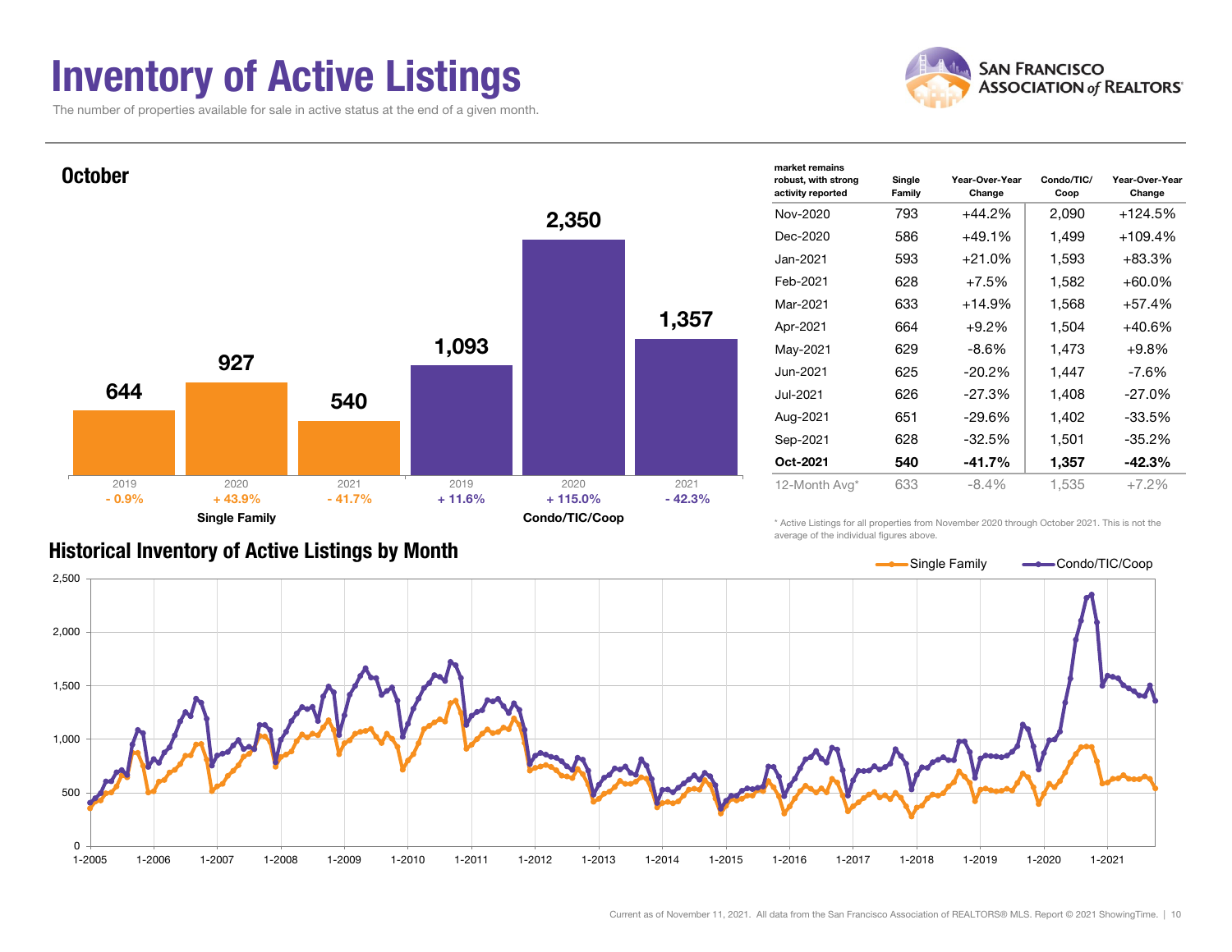# Inventory of Active Listings

The number of properties available for sale in active status at the end of a given month.

## October

| | 2019 | 2020 | 2021 |
|---|---|---|---|
| **Single Family** | 644 | 927 | 540 |
| Change | - 0.9% | + 43.9% | - 41.7% |
| **Condo/TIC/Coop** | 1,093 | 2,350 | 1,357 |
| Change | + 11.6% | + 115.0% | - 42.3% |

| market remains robust, with strong activity reported | Single Family | Year-Over-Year Change | Condo/TIC/ Coop | Year-Over-Year Change |
|---|---|---|---|---|
| Nov-2020 | 793 | +44.2% | 2,090 | +124.5% |
| Dec-2020 | 586 | +49.1% | 1,499 | +109.4% |
| Jan-2021 | 593 | +21.0% | 1,593 | +83.3% |
| Feb-2021 | 628 | +7.5% | 1,582 | +60.0% |
| Mar-2021 | 633 | +14.9% | 1,568 | +57.4% |
| Apr-2021 | 664 | +9.2% | 1,504 | +40.6% |
| May-2021 | 629 | -8.6% | 1,473 | +9.8% |
| Jun-2021 | 625 | -20.2% | 1,447 | -7.6% |
| Jul-2021 | 626 | -27.3% | 1,408 | -27.0% |
| Aug-2021 | 651 | -29.6% | 1,402 | -33.5% |
| Sep-2021 | 628 | -32.5% | 1,501 | -35.2% |
| **Oct-2021** | **540** | **-41.7%** | **1,357** | **-42.3%** |
| 12-Month Avg* | 633 | -8.4% | 1,535 | +7.2% |

\* Active Listings for all properties from November 2020 through October 2021. This is not the average of the individual figures above.

## Historical Inventory of Active Listings by Month

Current as of November 11, 2021. All data from the San Francisco Association of REALTORS® MLS. Report © 2021 ShowingTime.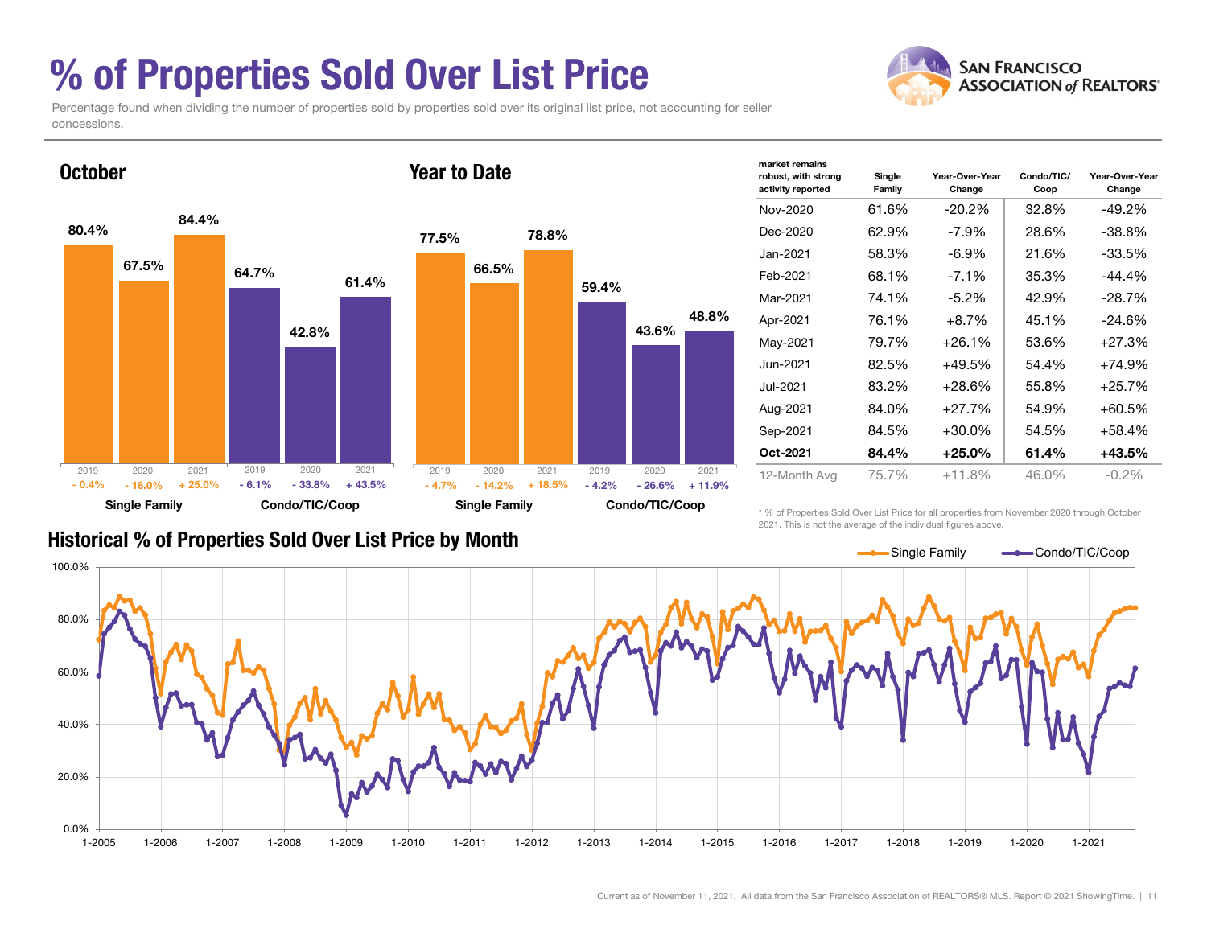# % of Properties Sold Over List Price

Percentage found when dividing the number of properties sold by properties sold over its original list price, not accounting for seller concessions.

## October

| | 2019 | 2020 | 2021 |
|---|---|---|---|
| Single Family | 80.4% (- 0.4%) | 67.5% (- 16.0%) | 84.4% (+ 25.0%) |
| Condo/TIC/Coop | 64.7% (- 6.1%) | 42.8% (- 33.8%) | 61.4% (+ 43.5%) |

## Year to Date

| | 2019 | 2020 | 2021 |
|---|---|---|---|
| Single Family | 77.5% (- 4.7%) | 66.5% (- 14.2%) | 78.8% (+ 18.5%) |
| Condo/TIC/Coop | 59.4% (- 4.2%) | 43.6% (- 26.6%) | 48.8% (+ 11.9%) |

| market remains robust, with strong activity reported | Single Family | Year-Over-Year Change | Condo/TIC/ Coop | Year-Over-Year Change |
|---|---|---|---|---|
| Nov-2020 | 61.6% | -20.2% | 32.8% | -49.2% |
| Dec-2020 | 62.9% | -7.9% | 28.6% | -38.8% |
| Jan-2021 | 58.3% | -6.9% | 21.6% | -33.5% |
| Feb-2021 | 68.1% | -7.1% | 35.3% | -44.4% |
| Mar-2021 | 74.1% | -5.2% | 42.9% | -28.7% |
| Apr-2021 | 76.1% | +8.7% | 45.1% | -24.6% |
| May-2021 | 79.7% | +26.1% | 53.6% | +27.3% |
| Jun-2021 | 82.5% | +49.5% | 54.4% | +74.9% |
| Jul-2021 | 83.2% | +28.6% | 55.8% | +25.7% |
| Aug-2021 | 84.0% | +27.7% | 54.9% | +60.5% |
| Sep-2021 | 84.5% | +30.0% | 54.5% | +58.4% |
| **Oct-2021** | **84.4%** | **+25.0%** | **61.4%** | **+43.5%** |
| 12-Month Avg | 75.7% | +11.8% | 46.0% | -0.2% |

\* % of Properties Sold Over List Price for all properties from November 2020 through October 2021. This is not the average of the individual figures above.

## Historical % of Properties Sold Over List Price by Month

Current as of November 11, 2021. All data from the San Francisco Association of REALTORS® MLS. Report © 2021 ShowingTime.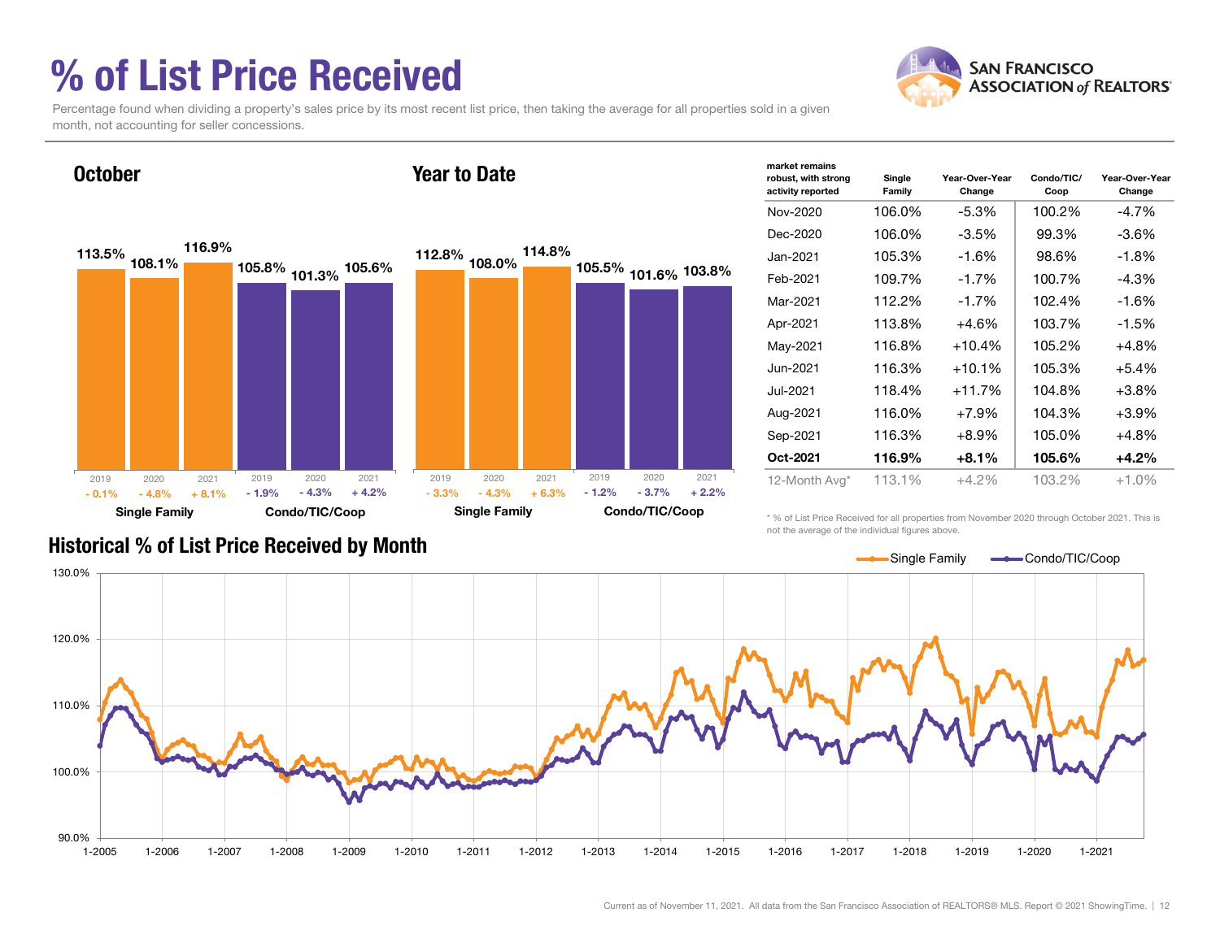# % of List Price Received

Percentage found when dividing a property's sales price by its most recent list price, then taking the average for all properties sold in a given month, not accounting for seller concessions.

## October

| | 2019 | 2020 | 2021 |
|---|---|---|---|
| Single Family | 113.5% (- 0.1%) | 108.1% (- 4.8%) | 116.9% (+ 8.1%) |
| Condo/TIC/Coop | 105.8% (- 1.9%) | 101.3% (- 4.3%) | 105.6% (+ 4.2%) |

## Year to Date

| | 2019 | 2020 | 2021 |
|---|---|---|---|
| Single Family | 112.8% (- 3.3%) | 108.0% (- 4.3%) | 114.8% (+ 6.3%) |
| Condo/TIC/Coop | 105.5% (- 1.2%) | 101.6% (- 3.7%) | 103.8% (+ 2.2%) |

| market remains robust, with strong activity reported | Single Family | Year-Over-Year Change | Condo/TIC/ Coop | Year-Over-Year Change |
|---|---|---|---|---|
| Nov-2020 | 106.0% | -5.3% | 100.2% | -4.7% |
| Dec-2020 | 106.0% | -3.5% | 99.3% | -3.6% |
| Jan-2021 | 105.3% | -1.6% | 98.6% | -1.8% |
| Feb-2021 | 109.7% | -1.7% | 100.7% | -4.3% |
| Mar-2021 | 112.2% | -1.7% | 102.4% | -1.6% |
| Apr-2021 | 113.8% | +4.6% | 103.7% | -1.5% |
| May-2021 | 116.8% | +10.4% | 105.2% | +4.8% |
| Jun-2021 | 116.3% | +10.1% | 105.3% | +5.4% |
| Jul-2021 | 118.4% | +11.7% | 104.8% | +3.8% |
| Aug-2021 | 116.0% | +7.9% | 104.3% | +3.9% |
| Sep-2021 | 116.3% | +8.9% | 105.0% | +4.8% |
| **Oct-2021** | **116.9%** | **+8.1%** | **105.6%** | **+4.2%** |
| 12-Month Avg* | 113.1% | +4.2% | 103.2% | +1.0% |

\* % of List Price Received for all properties from November 2020 through October 2021. This is not the average of the individual figures above.

## Historical % of List Price Received by Month

Single Family / Condo/TIC/Coop

Current as of November 11, 2021. All data from the San Francisco Association of REALTORS® MLS. Report © 2021 ShowingTime.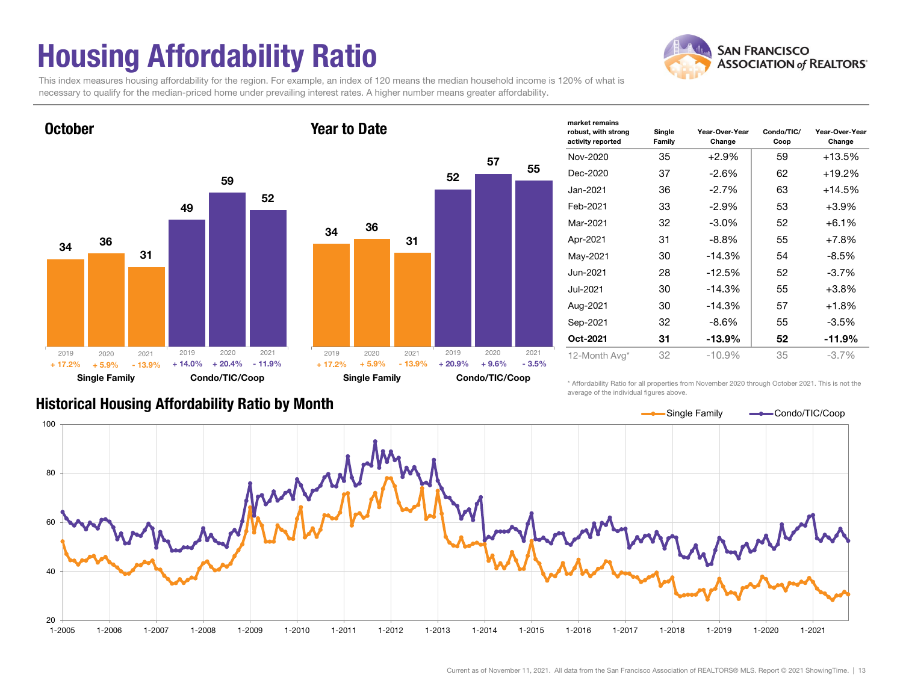# Housing Affordability Ratio

SAN FRANCISCO ASSOCIATION of REALTORS®

This index measures housing affordability for the region. For example, an index of 120 means the median household income is 120% of what is necessary to qualify for the median-priced home under prevailing interest rates. A higher number means greater affordability.

## October

| | 2019 | 2020 | 2021 |
|---|---|---|---|
| Single Family | 34 | 36 | 31 |
| Change | + 17.2% | + 5.9% | - 13.9% |
| Condo/TIC/Coop | 49 | 59 | 52 |
| Change | + 14.0% | + 20.4% | - 11.9% |

## Year to Date

| | 2019 | 2020 | 2021 |
|---|---|---|---|
| Single Family | 34 | 36 | 31 |
| Change | + 17.2% | + 5.9% | - 13.9% |
| Condo/TIC/Coop | 52 | 57 | 55 |
| Change | + 20.9% | + 9.6% | - 3.5% |

| market remains robust, with strong activity reported | Single Family | Year-Over-Year Change | Condo/TIC/ Coop | Year-Over-Year Change |
|---|---|---|---|---|
| Nov-2020 | 35 | +2.9% | 59 | +13.5% |
| Dec-2020 | 37 | -2.6% | 62 | +19.2% |
| Jan-2021 | 36 | -2.7% | 63 | +14.5% |
| Feb-2021 | 33 | -2.9% | 53 | +3.9% |
| Mar-2021 | 32 | -3.0% | 52 | +6.1% |
| Apr-2021 | 31 | -8.8% | 55 | +7.8% |
| May-2021 | 30 | -14.3% | 54 | -8.5% |
| Jun-2021 | 28 | -12.5% | 52 | -3.7% |
| Jul-2021 | 30 | -14.3% | 55 | +3.8% |
| Aug-2021 | 30 | -14.3% | 57 | +1.8% |
| Sep-2021 | 32 | -8.6% | 55 | -3.5% |
| **Oct-2021** | **31** | **-13.9%** | **52** | **-11.9%** |
| 12-Month Avg* | 32 | -10.9% | 35 | -3.7% |

\* Affordability Ratio for all properties from November 2020 through October 2021. This is not the average of the individual figures above.

## Historical Housing Affordability Ratio by Month

Current as of November 11, 2021. All data from the San Francisco Association of REALTORS® MLS. Report © 2021 ShowingTime.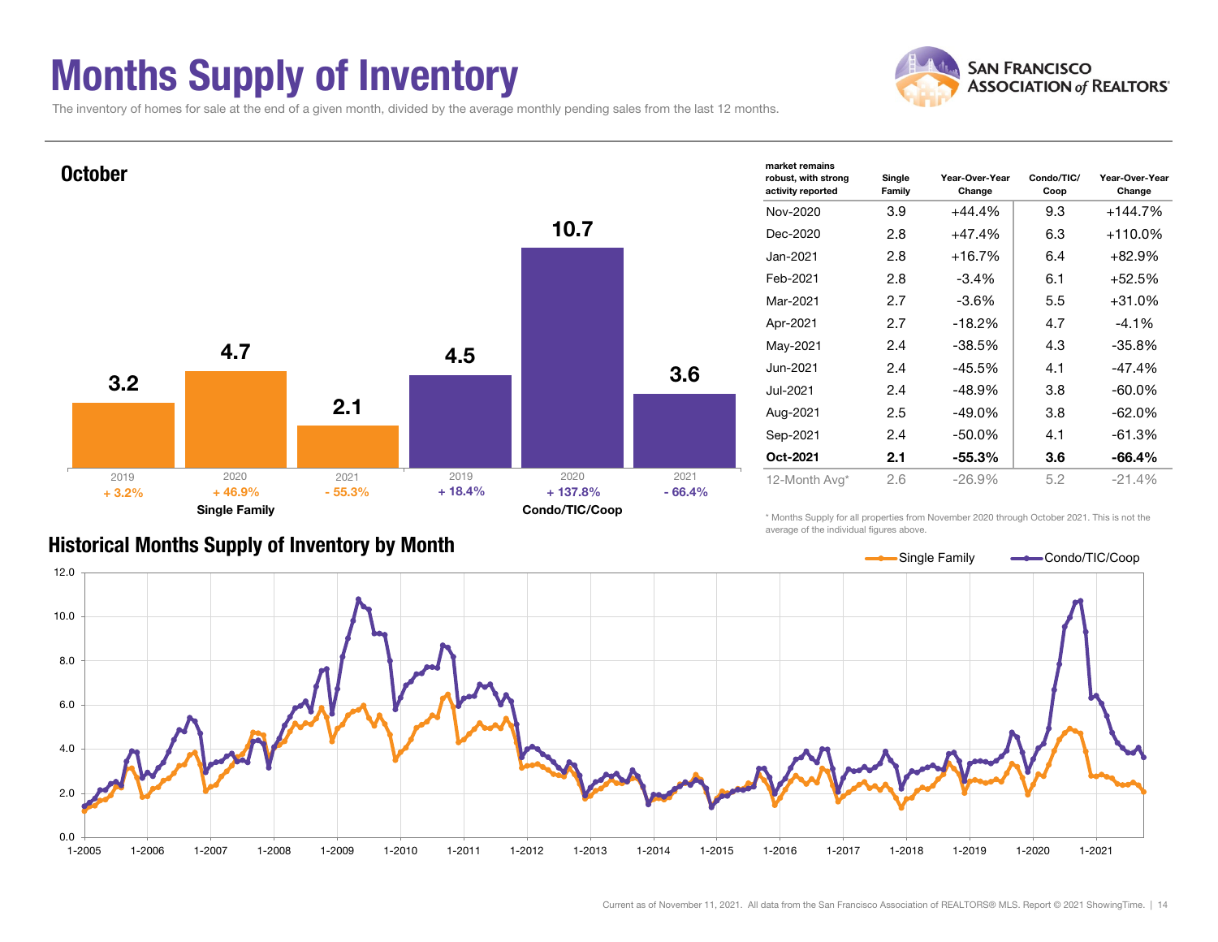# Months Supply of Inventory

The inventory of homes for sale at the end of a given month, divided by the average monthly pending sales from the last 12 months.

## October

| | 2019 | 2020 | 2021 |
|---|---|---|---|
| Single Family | 3.2 (+ 3.2%) | 4.7 (+ 46.9%) | 2.1 (- 55.3%) |
| Condo/TIC/Coop | 4.5 (+ 18.4%) | 10.7 (+ 137.8%) | 3.6 (- 66.4%) |

| market remains robust, with strong activity reported | Single Family | Year-Over-Year Change | Condo/TIC/Coop | Year-Over-Year Change |
|---|---|---|---|---|
| Nov-2020 | 3.9 | +44.4% | 9.3 | +144.7% |
| Dec-2020 | 2.8 | +47.4% | 6.3 | +110.0% |
| Jan-2021 | 2.8 | +16.7% | 6.4 | +82.9% |
| Feb-2021 | 2.8 | -3.4% | 6.1 | +52.5% |
| Mar-2021 | 2.7 | -3.6% | 5.5 | +31.0% |
| Apr-2021 | 2.7 | -18.2% | 4.7 | -4.1% |
| May-2021 | 2.4 | -38.5% | 4.3 | -35.8% |
| Jun-2021 | 2.4 | -45.5% | 4.1 | -47.4% |
| Jul-2021 | 2.4 | -48.9% | 3.8 | -60.0% |
| Aug-2021 | 2.5 | -49.0% | 3.8 | -62.0% |
| Sep-2021 | 2.4 | -50.0% | 4.1 | -61.3% |
| **Oct-2021** | **2.1** | **-55.3%** | **3.6** | **-66.4%** |
| 12-Month Avg* | 2.6 | -26.9% | 5.2 | -21.4% |

\* Months Supply for all properties from November 2020 through October 2021. This is not the average of the individual figures above.

## Historical Months Supply of Inventory by Month

Current as of November 11, 2021. All data from the San Francisco Association of REALTORS® MLS. Report © 2021 ShowingTime.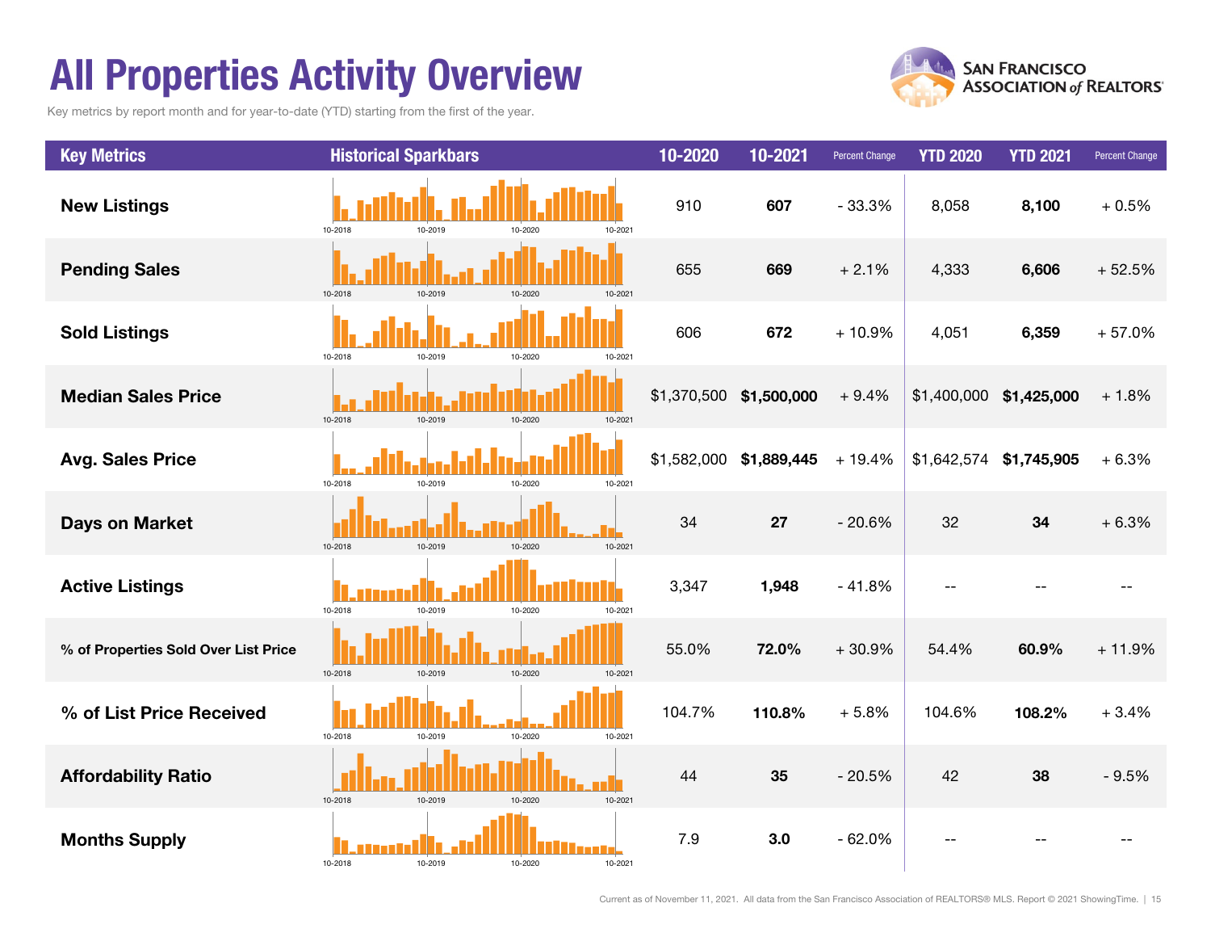# All Properties Activity Overview

Key metrics by report month and for year-to-date (YTD) starting from the first of the year.

| Key Metrics | Historical Sparkbars | 10-2020 | 10-2021 | Percent Change | YTD 2020 | YTD 2021 | Percent Change |
|---|---|---|---|---|---|---|---|
| New Listings | 10-2018 10-2019 10-2020 10-2021 | 910 | **607** | - 33.3% | 8,058 | **8,100** | + 0.5% |
| Pending Sales | 10-2018 10-2019 10-2020 10-2021 | 655 | **669** | + 2.1% | 4,333 | **6,606** | + 52.5% |
| Sold Listings | 10-2018 10-2019 10-2020 10-2021 | 606 | **672** | + 10.9% | 4,051 | **6,359** | + 57.0% |
| Median Sales Price | 10-2018 10-2019 10-2020 10-2021 | $1,370,500 | **$1,500,000** | + 9.4% | $1,400,000 | **$1,425,000** | + 1.8% |
| Avg. Sales Price | 10-2018 10-2019 10-2020 10-2021 | $1,582,000 | **$1,889,445** | + 19.4% | $1,642,574 | **$1,745,905** | + 6.3% |
| Days on Market | 10-2018 10-2019 10-2020 10-2021 | 34 | **27** | - 20.6% | 32 | **34** | + 6.3% |
| Active Listings | 10-2018 10-2019 10-2020 10-2021 | 3,347 | **1,948** | - 41.8% | -- | -- | -- |
| % of Properties Sold Over List Price | 10-2018 10-2019 10-2020 10-2021 | 55.0% | **72.0%** | + 30.9% | 54.4% | **60.9%** | + 11.9% |
| % of List Price Received | 10-2018 10-2019 10-2020 10-2021 | 104.7% | **110.8%** | + 5.8% | 104.6% | **108.2%** | + 3.4% |
| Affordability Ratio | 10-2018 10-2019 10-2020 10-2021 | 44 | **35** | - 20.5% | 42 | **38** | - 9.5% |
| Months Supply | 10-2018 10-2019 10-2020 10-2021 | 7.9 | **3.0** | - 62.0% | -- | -- | -- |

Current as of November 11, 2021. All data from the San Francisco Association of REALTORS® MLS. Report © 2021 ShowingTime.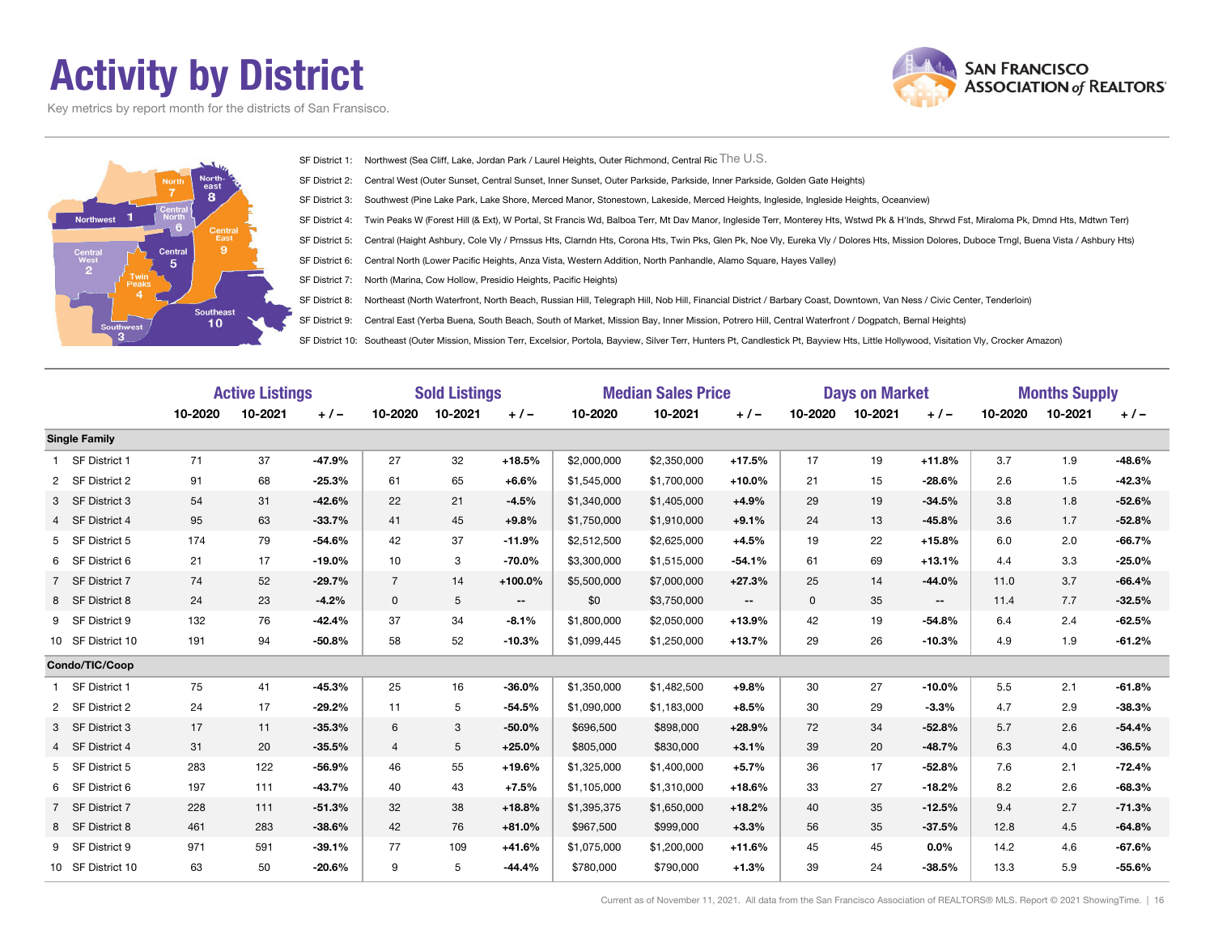# Activity by District

Key metrics by report month for the districts of San Fransisco.

SF District 1: Northwest (Sea Cliff, Lake, Jordan Park / Laurel Heights, Outer Richmond, Central Ric The U.S.

SF District 2: Central West (Outer Sunset, Central Sunset, Inner Sunset, Outer Parkside, Parkside, Inner Parkside, Golden Gate Heights)

SF District 3: Southwest (Pine Lake Park, Lake Shore, Merced Manor, Stonestown, Lakeside, Merced Heights, Ingleside, Ingleside Heights, Oceanview)

SF District 4: Twin Peaks W (Forest Hill (& Ext), W Portal, St Francis Wd, Balboa Terr, Mt Dav Manor, Ingleside Terr, Monterey Hts, Wstwd Pk & H'lnds, Shrwd Fst, Miraloma Pk, Dmnd Hts, Mdtwn Terr)

SF District 5: Central (Haight Ashbury, Cole Vly / Prnssus Hts, Clarndn Hts, Corona Hts, Twin Pks, Glen Pk, Noe Vly, Eureka Vly / Dolores Hts, Mission Dolores, Duboce Trngl, Buena Vista / Ashbury Hts)

SF District 6: Central North (Lower Pacific Heights, Anza Vista, Western Addition, North Panhandle, Alamo Square, Hayes Valley)

SF District 7: North (Marina, Cow Hollow, Presidio Heights, Pacific Heights)

SF District 8: Northeast (North Waterfront, North Beach, Russian Hill, Telegraph Hill, Nob Hill, Financial District / Barbary Coast, Downtown, Van Ness / Civic Center, Tenderloin)

SF District 9: Central East (Yerba Buena, South Beach, South of Market, Mission Bay, Inner Mission, Potrero Hill, Central Waterfront / Dogpatch, Bernal Heights)

SF District 10: Southeast (Outer Mission, Mission Terr, Excelsior, Portola, Bayview, Silver Terr, Hunters Pt, Candlestick Pt, Bayview Hts, Little Hollywood, Visitation Vly, Crocker Amazon)

| | Active Listings | | | Sold Listings | | | Median Sales Price | | | Days on Market | | | Months Supply | | |
|---|---|---|---|---|---|---|---|---|---|---|---|---|---|---|---|
| | 10-2020 | 10-2021 | + / – | 10-2020 | 10-2021 | + / – | 10-2020 | 10-2021 | + / – | 10-2020 | 10-2021 | + / – | 10-2020 | 10-2021 | + / – |
| **Single Family** | | | | | | | | | | | | | | | |
| 1 SF District 1 | 71 | 37 | -47.9% | 27 | 32 | +18.5% | $2,000,000 | $2,350,000 | +17.5% | 17 | 19 | +11.8% | 3.7 | 1.9 | -48.6% |
| 2 SF District 2 | 91 | 68 | -25.3% | 61 | 65 | +6.6% | $1,545,000 | $1,700,000 | +10.0% | 21 | 15 | -28.6% | 2.6 | 1.5 | -42.3% |
| 3 SF District 3 | 54 | 31 | -42.6% | 22 | 21 | -4.5% | $1,340,000 | $1,405,000 | +4.9% | 29 | 19 | -34.5% | 3.8 | 1.8 | -52.6% |
| 4 SF District 4 | 95 | 63 | -33.7% | 41 | 45 | +9.8% | $1,750,000 | $1,910,000 | +9.1% | 24 | 13 | -45.8% | 3.6 | 1.7 | -52.8% |
| 5 SF District 5 | 174 | 79 | -54.6% | 42 | 37 | -11.9% | $2,512,500 | $2,625,000 | +4.5% | 19 | 22 | +15.8% | 6.0 | 2.0 | -66.7% |
| 6 SF District 6 | 21 | 17 | -19.0% | 10 | 3 | -70.0% | $3,300,000 | $1,515,000 | -54.1% | 61 | 69 | +13.1% | 4.4 | 3.3 | -25.0% |
| 7 SF District 7 | 74 | 52 | -29.7% | 7 | 14 | +100.0% | $5,500,000 | $7,000,000 | +27.3% | 25 | 14 | -44.0% | 11.0 | 3.7 | -66.4% |
| 8 SF District 8 | 24 | 23 | -4.2% | 0 | 5 | -- | $0 | $3,750,000 | -- | 0 | 35 | -- | 11.4 | 7.7 | -32.5% |
| 9 SF District 9 | 132 | 76 | -42.4% | 37 | 34 | -8.1% | $1,800,000 | $2,050,000 | +13.9% | 42 | 19 | -54.8% | 6.4 | 2.4 | -62.5% |
| 10 SF District 10 | 191 | 94 | -50.8% | 58 | 52 | -10.3% | $1,099,445 | $1,250,000 | +13.7% | 29 | 26 | -10.3% | 4.9 | 1.9 | -61.2% |
| **Condo/TIC/Coop** | | | | | | | | | | | | | | | |
| 1 SF District 1 | 75 | 41 | -45.3% | 25 | 16 | -36.0% | $1,350,000 | $1,482,500 | +9.8% | 30 | 27 | -10.0% | 5.5 | 2.1 | -61.8% |
| 2 SF District 2 | 24 | 17 | -29.2% | 11 | 5 | -54.5% | $1,090,000 | $1,183,000 | +8.5% | 30 | 29 | -3.3% | 4.7 | 2.9 | -38.3% |
| 3 SF District 3 | 17 | 11 | -35.3% | 6 | 3 | -50.0% | $696,500 | $898,000 | +28.9% | 72 | 34 | -52.8% | 5.7 | 2.6 | -54.4% |
| 4 SF District 4 | 31 | 20 | -35.5% | 4 | 5 | +25.0% | $805,000 | $830,000 | +3.1% | 39 | 20 | -48.7% | 6.3 | 4.0 | -36.5% |
| 5 SF District 5 | 283 | 122 | -56.9% | 46 | 55 | +19.6% | $1,325,000 | $1,400,000 | +5.7% | 36 | 17 | -52.8% | 7.6 | 2.1 | -72.4% |
| 6 SF District 6 | 197 | 111 | -43.7% | 40 | 43 | +7.5% | $1,105,000 | $1,310,000 | +18.6% | 33 | 27 | -18.2% | 8.2 | 2.6 | -68.3% |
| 7 SF District 7 | 228 | 111 | -51.3% | 32 | 38 | +18.8% | $1,395,375 | $1,650,000 | +18.2% | 40 | 35 | -12.5% | 9.4 | 2.7 | -71.3% |
| 8 SF District 8 | 461 | 283 | -38.6% | 42 | 76 | +81.0% | $967,500 | $999,000 | +3.3% | 56 | 35 | -37.5% | 12.8 | 4.5 | -64.8% |
| 9 SF District 9 | 971 | 591 | -39.1% | 77 | 109 | +41.6% | $1,075,000 | $1,200,000 | +11.6% | 45 | 45 | 0.0% | 14.2 | 4.6 | -67.6% |
| 10 SF District 10 | 63 | 50 | -20.6% | 9 | 5 | -44.4% | $780,000 | $790,000 | +1.3% | 39 | 24 | -38.5% | 13.3 | 5.9 | -55.6% |

Current as of November 11, 2021. All data from the San Francisco Association of REALTORS® MLS. Report © 2021 ShowingTime.